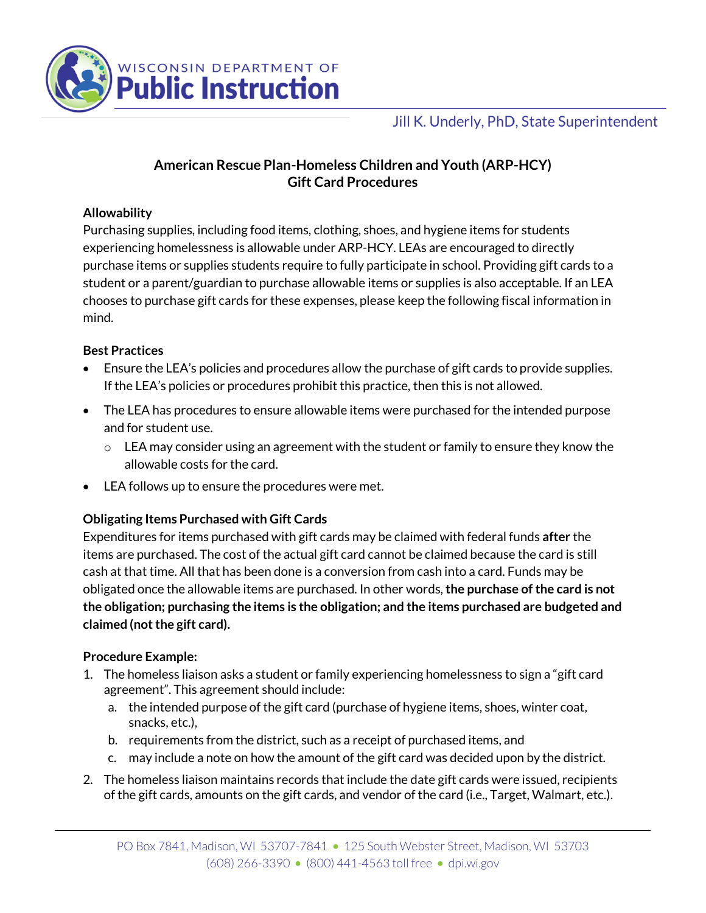WISCONSIN DEPARTMENT OF
**Public Instruction**

Jill K. Underly, PhD, State Superintendent

# American Rescue Plan-Homeless Children and Youth (ARP-HCY) Gift Card Procedures

**Allowability**

Purchasing supplies, including food items, clothing, shoes, and hygiene items for students experiencing homelessness is allowable under ARP-HCY. LEAs are encouraged to directly purchase items or supplies students require to fully participate in school. Providing gift cards to a student or a parent/guardian to purchase allowable items or supplies is also acceptable. If an LEA chooses to purchase gift cards for these expenses, please keep the following fiscal information in mind.

**Best Practices**

- Ensure the LEA's policies and procedures allow the purchase of gift cards to provide supplies. If the LEA's policies or procedures prohibit this practice, then this is not allowed.
- The LEA has procedures to ensure allowable items were purchased for the intended purpose and for student use.
  - LEA may consider using an agreement with the student or family to ensure they know the allowable costs for the card.
- LEA follows up to ensure the procedures were met.

**Obligating Items Purchased with Gift Cards**

Expenditures for items purchased with gift cards may be claimed with federal funds **after** the items are purchased. The cost of the actual gift card cannot be claimed because the card is still cash at that time. All that has been done is a conversion from cash into a card. Funds may be obligated once the allowable items are purchased. In other words, **the purchase of the card is not the obligation; purchasing the items is the obligation; and the items purchased are budgeted and claimed (not the gift card).**

**Procedure Example:**

1. The homeless liaison asks a student or family experiencing homelessness to sign a "gift card agreement". This agreement should include:
   a. the intended purpose of the gift card (purchase of hygiene items, shoes, winter coat, snacks, etc.),
   b. requirements from the district, such as a receipt of purchased items, and
   c. may include a note on how the amount of the gift card was decided upon by the district.
2. The homeless liaison maintains records that include the date gift cards were issued, recipients of the gift cards, amounts on the gift cards, and vendor of the card (i.e., Target, Walmart, etc.).

PO Box 7841, Madison, WI 53707-7841 • 125 South Webster Street, Madison, WI 53703
(608) 266-3390 • (800) 441-4563 toll free • dpi.wi.gov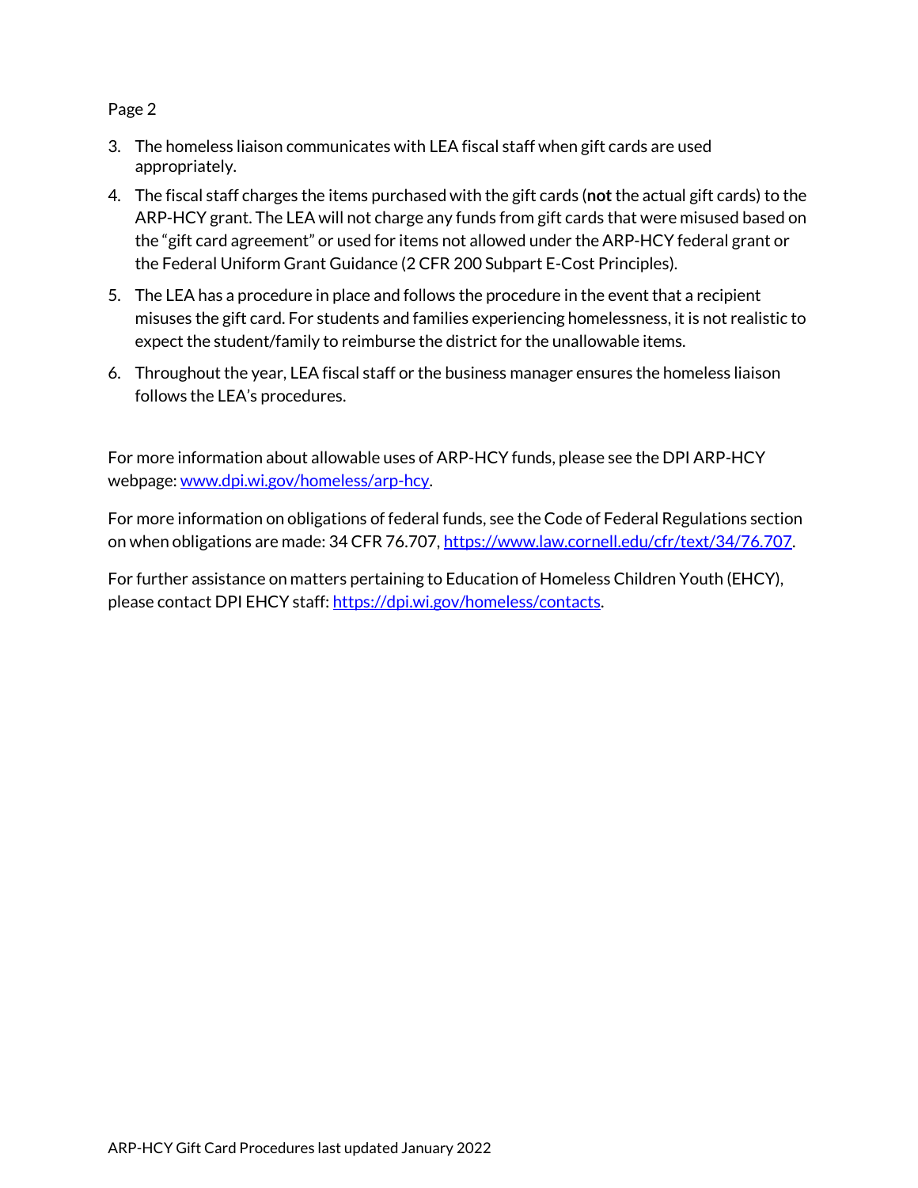3. The homeless liaison communicates with LEA fiscal staff when gift cards are used appropriately.
4. The fiscal staff charges the items purchased with the gift cards (**not** the actual gift cards) to the ARP-HCY grant. The LEA will not charge any funds from gift cards that were misused based on the "gift card agreement" or used for items not allowed under the ARP-HCY federal grant or the Federal Uniform Grant Guidance (2 CFR 200 Subpart E-Cost Principles).
5. The LEA has a procedure in place and follows the procedure in the event that a recipient misuses the gift card. For students and families experiencing homelessness, it is not realistic to expect the student/family to reimburse the district for the unallowable items.
6. Throughout the year, LEA fiscal staff or the business manager ensures the homeless liaison follows the LEA's procedures.

For more information about allowable uses of ARP-HCY funds, please see the DPI ARP-HCY webpage: [www.dpi.wi.gov/homeless/arp-hcy](www.dpi.wi.gov/homeless/arp-hcy).

For more information on obligations of federal funds, see the Code of Federal Regulations section on when obligations are made: 34 CFR 76.707, [https://www.law.cornell.edu/cfr/text/34/76.707](https://www.law.cornell.edu/cfr/text/34/76.707).

For further assistance on matters pertaining to Education of Homeless Children Youth (EHCY), please contact DPI EHCY staff: [https://dpi.wi.gov/homeless/contacts](https://dpi.wi.gov/homeless/contacts).